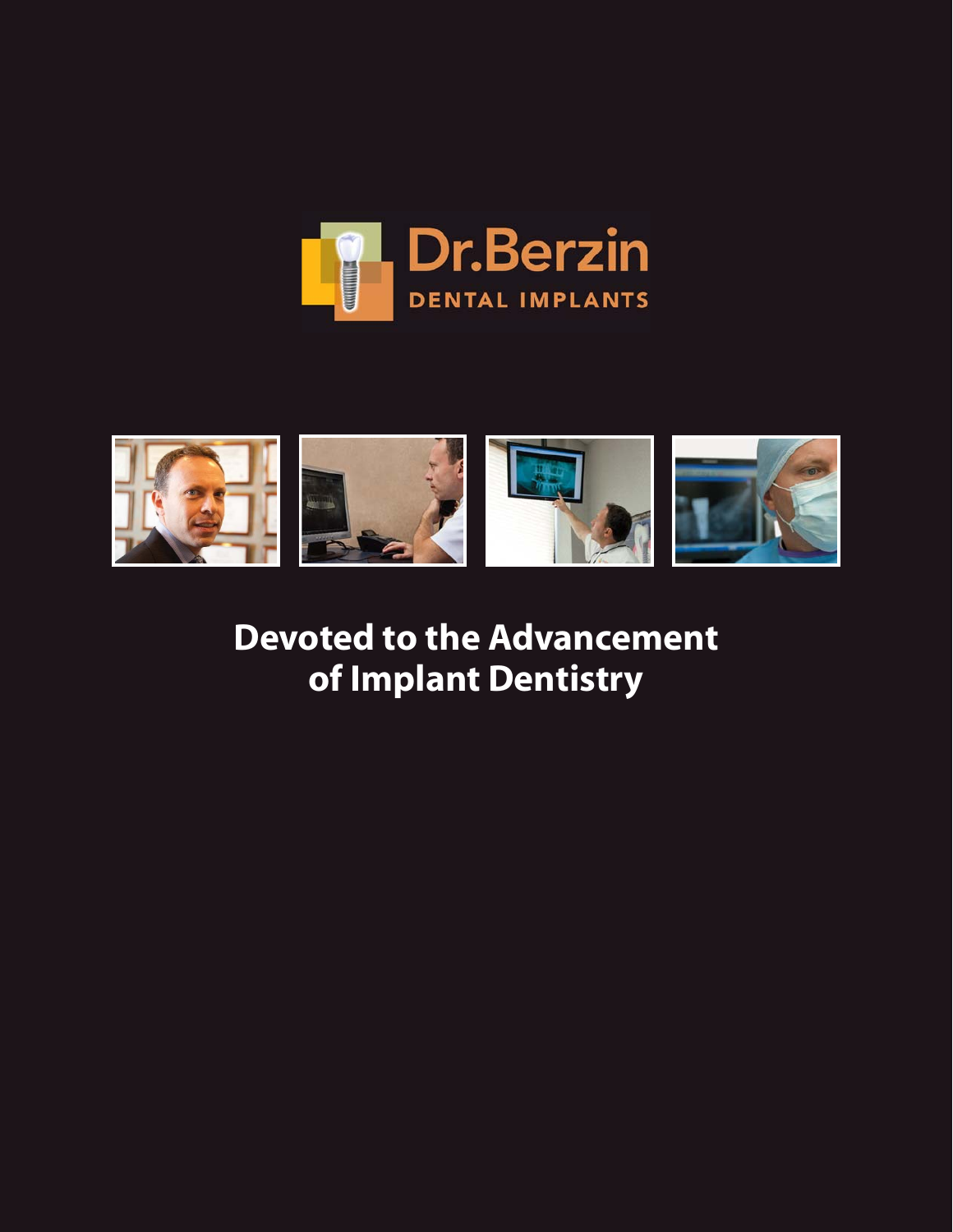Dr.Berzin

DENTAL IMPLANTS

# Devoted to the Advancement of Implant Dentistry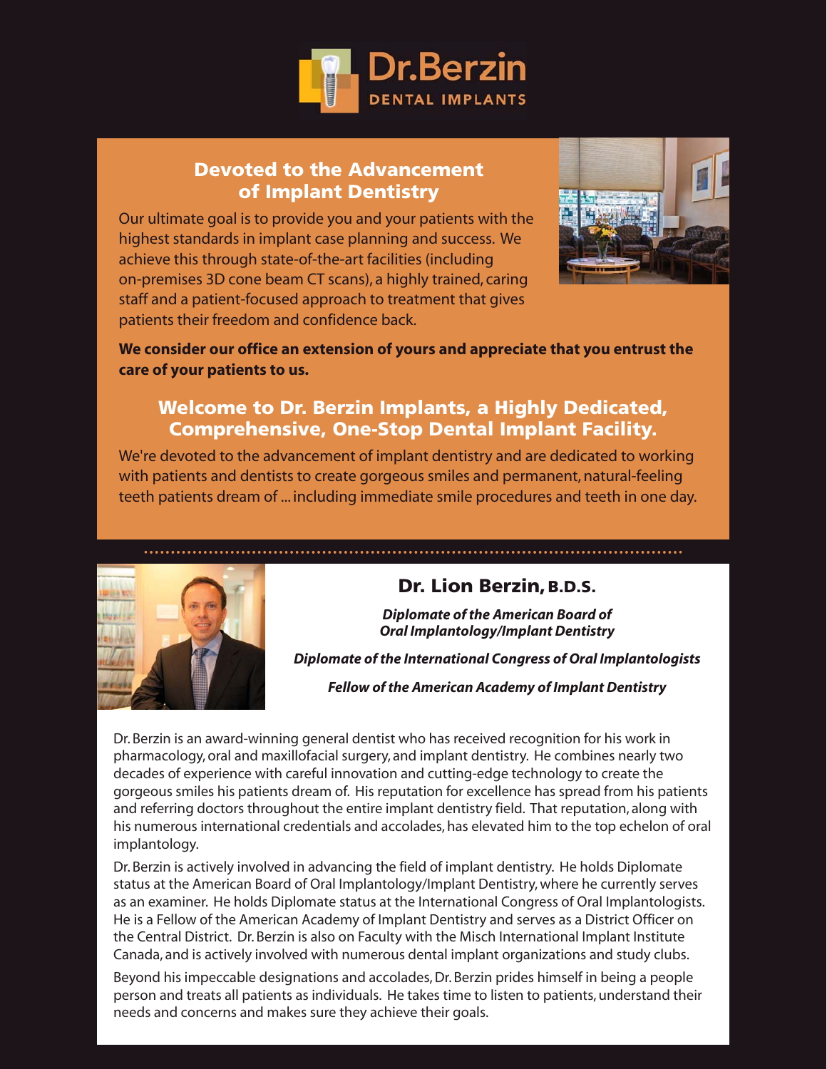# Dr.Berzin
DENTAL IMPLANTS

## Devoted to the Advancement of Implant Dentistry

Our ultimate goal is to provide you and your patients with the highest standards in implant case planning and success. We achieve this through state-of-the-art facilities (including on-premises 3D cone beam CT scans), a highly trained, caring staff and a patient-focused approach to treatment that gives patients their freedom and confidence back.

**We consider our office an extension of yours and appreciate that you entrust the care of your patients to us.**

## Welcome to Dr. Berzin Implants, a Highly Dedicated, Comprehensive, One-Stop Dental Implant Facility.

We're devoted to the advancement of implant dentistry and are dedicated to working with patients and dentists to create gorgeous smiles and permanent, natural-feeling teeth patients dream of ... including immediate smile procedures and teeth in one day.

## Dr. Lion Berzin, B.D.S.

***Diplomate of the American Board of Oral Implantology/Implant Dentistry***

***Diplomate of the International Congress of Oral Implantologists***

***Fellow of the American Academy of Implant Dentistry***

Dr. Berzin is an award-winning general dentist who has received recognition for his work in pharmacology, oral and maxillofacial surgery, and implant dentistry. He combines nearly two decades of experience with careful innovation and cutting-edge technology to create the gorgeous smiles his patients dream of. His reputation for excellence has spread from his patients and referring doctors throughout the entire implant dentistry field. That reputation, along with his numerous international credentials and accolades, has elevated him to the top echelon of oral implantology.

Dr. Berzin is actively involved in advancing the field of implant dentistry. He holds Diplomate status at the American Board of Oral Implantology/Implant Dentistry, where he currently serves as an examiner. He holds Diplomate status at the International Congress of Oral Implantologists. He is a Fellow of the American Academy of Implant Dentistry and serves as a District Officer on the Central District. Dr. Berzin is also on Faculty with the Misch International Implant Institute Canada, and is actively involved with numerous dental implant organizations and study clubs.

Beyond his impeccable designations and accolades, Dr. Berzin prides himself in being a people person and treats all patients as individuals. He takes time to listen to patients, understand their needs and concerns and makes sure they achieve their goals.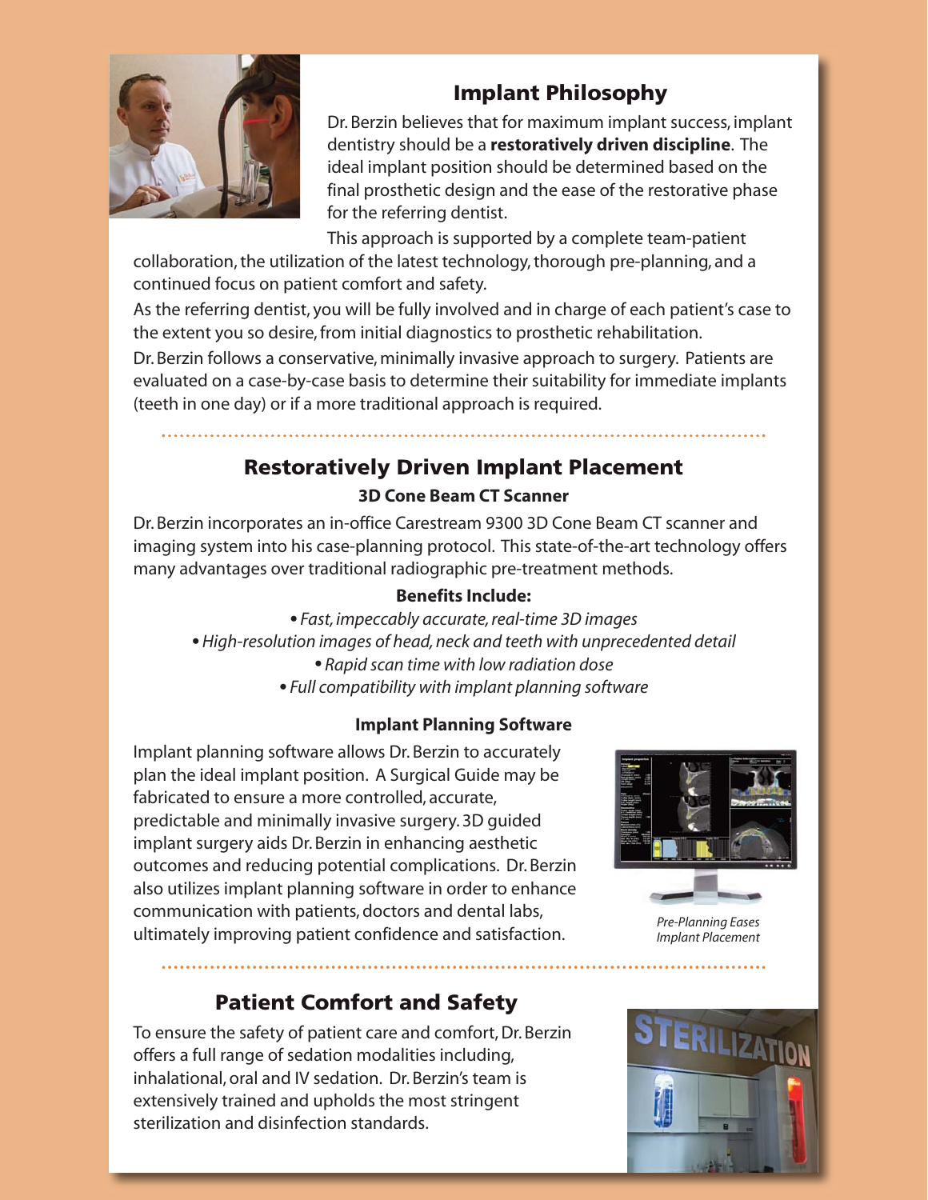## Implant Philosophy

Dr. Berzin believes that for maximum implant success, implant dentistry should be a **restoratively driven discipline**. The ideal implant position should be determined based on the final prosthetic design and the ease of the restorative phase for the referring dentist.

This approach is supported by a complete team-patient collaboration, the utilization of the latest technology, thorough pre-planning, and a continued focus on patient comfort and safety.

As the referring dentist, you will be fully involved and in charge of each patient's case to the extent you so desire, from initial diagnostics to prosthetic rehabilitation.

Dr. Berzin follows a conservative, minimally invasive approach to surgery. Patients are evaluated on a case-by-case basis to determine their suitability for immediate implants (teeth in one day) or if a more traditional approach is required.

## Restoratively Driven Implant Placement

### 3D Cone Beam CT Scanner

Dr. Berzin incorporates an in-office Carestream 9300 3D Cone Beam CT scanner and imaging system into his case-planning protocol. This state-of-the-art technology offers many advantages over traditional radiographic pre-treatment methods.

**Benefits Include:**

- *Fast, impeccably accurate, real-time 3D images*
- *High-resolution images of head, neck and teeth with unprecedented detail*
- *Rapid scan time with low radiation dose*
- *Full compatibility with implant planning software*

### Implant Planning Software

Implant planning software allows Dr. Berzin to accurately plan the ideal implant position. A Surgical Guide may be fabricated to ensure a more controlled, accurate, predictable and minimally invasive surgery. 3D guided implant surgery aids Dr. Berzin in enhancing aesthetic outcomes and reducing potential complications. Dr. Berzin also utilizes implant planning software in order to enhance communication with patients, doctors and dental labs, ultimately improving patient confidence and satisfaction.

*Pre-Planning Eases Implant Placement*

## Patient Comfort and Safety

To ensure the safety of patient care and comfort, Dr. Berzin offers a full range of sedation modalities including, inhalational, oral and IV sedation. Dr. Berzin's team is extensively trained and upholds the most stringent sterilization and disinfection standards.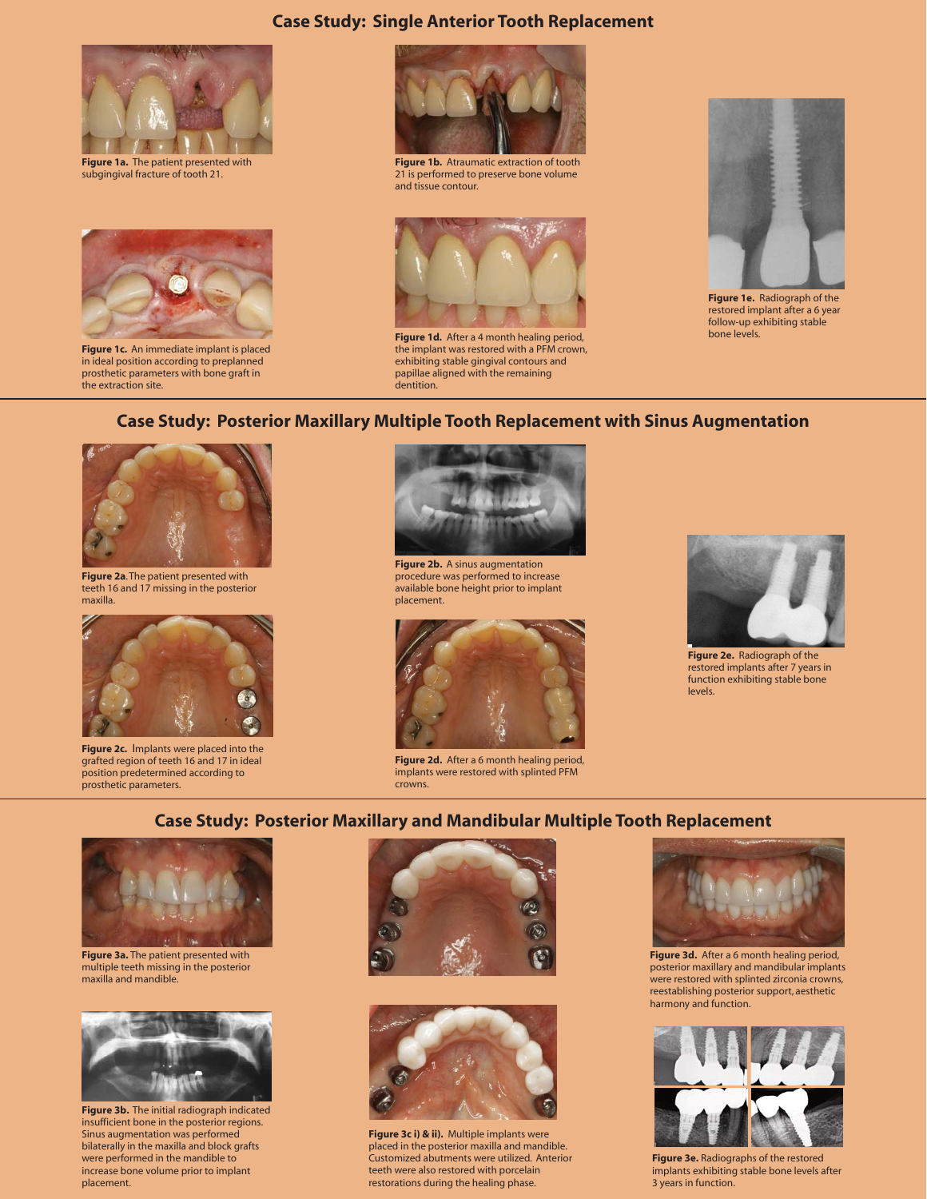## Case Study: Single Anterior Tooth Replacement

**Figure 1a.** The patient presented with subgingival fracture of tooth 21.

**Figure 1b.** Atraumatic extraction of tooth 21 is performed to preserve bone volume and tissue contour.

**Figure 1c.** An immediate implant is placed in ideal position according to preplanned prosthetic parameters with bone graft in the extraction site.

**Figure 1d.** After a 4 month healing period, the implant was restored with a PFM crown, exhibiting stable gingival contours and papillae aligned with the remaining dentition.

**Figure 1e.** Radiograph of the restored implant after a 6 year follow-up exhibiting stable bone levels.

## Case Study: Posterior Maxillary Multiple Tooth Replacement with Sinus Augmentation

**Figure 2a**. The patient presented with teeth 16 and 17 missing in the posterior maxilla.

**Figure 2b.** A sinus augmentation procedure was performed to increase available bone height prior to implant placement.

**Figure 2c.** Implants were placed into the grafted region of teeth 16 and 17 in ideal position predetermined according to prosthetic parameters.

**Figure 2d.** After a 6 month healing period, implants were restored with splinted PFM crowns.

**Figure 2e.** Radiograph of the restored implants after 7 years in function exhibiting stable bone levels.

## Case Study: Posterior Maxillary and Mandibular Multiple Tooth Replacement

**Figure 3a.** The patient presented with multiple teeth missing in the posterior maxilla and mandible.

**Figure 3b.** The initial radiograph indicated insufficient bone in the posterior regions. Sinus augmentation was performed bilaterally in the maxilla and block grafts were performed in the mandible to increase bone volume prior to implant placement.

**Figure 3c i) & ii).** Multiple implants were placed in the posterior maxilla and mandible. Customized abutments were utilized. Anterior teeth were also restored with porcelain restorations during the healing phase.

**Figure 3d.** After a 6 month healing period, posterior maxillary and mandibular implants were restored with splinted zirconia crowns, reestablishing posterior support, aesthetic harmony and function.

**Figure 3e.** Radiographs of the restored implants exhibiting stable bone levels after 3 years in function.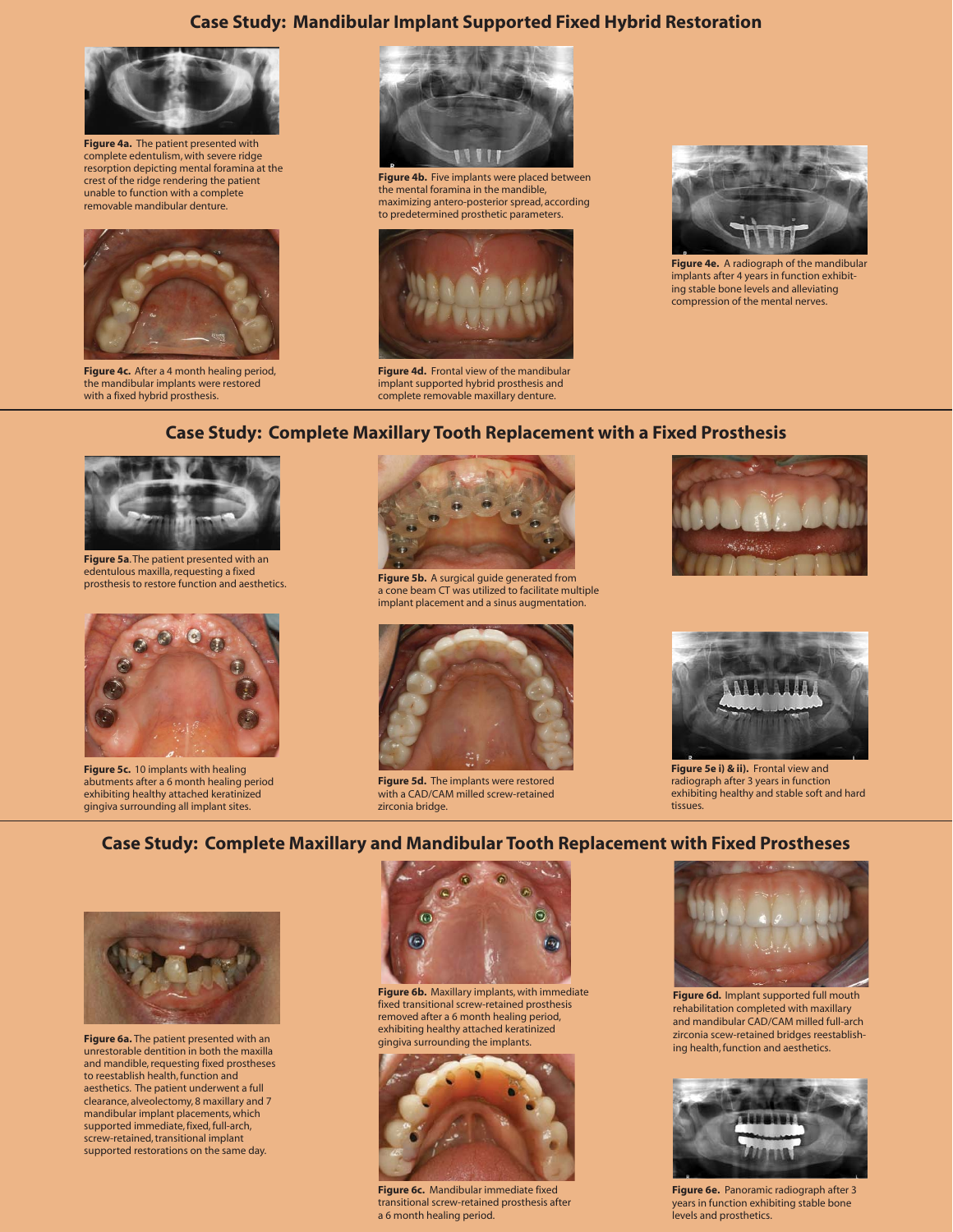## Case Study: Mandibular Implant Supported Fixed Hybrid Restoration

**Figure 4a.** The patient presented with complete edentulism, with severe ridge resorption depicting mental foramina at the crest of the ridge rendering the patient unable to function with a complete removable mandibular denture.

**Figure 4b.** Five implants were placed between the mental foramina in the mandible, maximizing antero-posterior spread, according to predetermined prosthetic parameters.

**Figure 4c.** After a 4 month healing period, the mandibular implants were restored with a fixed hybrid prosthesis.

**Figure 4d.** Frontal view of the mandibular implant supported hybrid prosthesis and complete removable maxillary denture.

**Figure 4e.** A radiograph of the mandibular implants after 4 years in function exhibiting stable bone levels and alleviating compression of the mental nerves.

## Case Study: Complete Maxillary Tooth Replacement with a Fixed Prosthesis

**Figure 5a**. The patient presented with an edentulous maxilla, requesting a fixed prosthesis to restore function and aesthetics.

**Figure 5b.** A surgical guide generated from a cone beam CT was utilized to facilitate multiple implant placement and a sinus augmentation.

**Figure 5c.** 10 implants with healing abutments after a 6 month healing period exhibiting healthy attached keratinized gingiva surrounding all implant sites.

**Figure 5d.** The implants were restored with a CAD/CAM milled screw-retained zirconia bridge.

**Figure 5e i) & ii).** Frontal view and radiograph after 3 years in function exhibiting healthy and stable soft and hard tissues.

## Case Study: Complete Maxillary and Mandibular Tooth Replacement with Fixed Prostheses

**Figure 6a.** The patient presented with an unrestorable dentition in both the maxilla and mandible, requesting fixed prostheses to reestablish health, function and aesthetics. The patient underwent a full clearance, alveolectomy, 8 maxillary and 7 mandibular implant placements, which supported immediate, fixed, full-arch, screw-retained, transitional implant supported restorations on the same day.

**Figure 6b.** Maxillary implants, with immediate fixed transitional screw-retained prosthesis removed after a 6 month healing period, exhibiting healthy attached keratinized gingiva surrounding the implants.

**Figure 6c.** Mandibular immediate fixed transitional screw-retained prosthesis after a 6 month healing period.

**Figure 6d.** Implant supported full mouth rehabilitation completed with maxillary and mandibular CAD/CAM milled full-arch zirconia scew-retained bridges reestablishing health, function and aesthetics.

**Figure 6e.** Panoramic radiograph after 3 years in function exhibiting stable bone levels and prosthetics.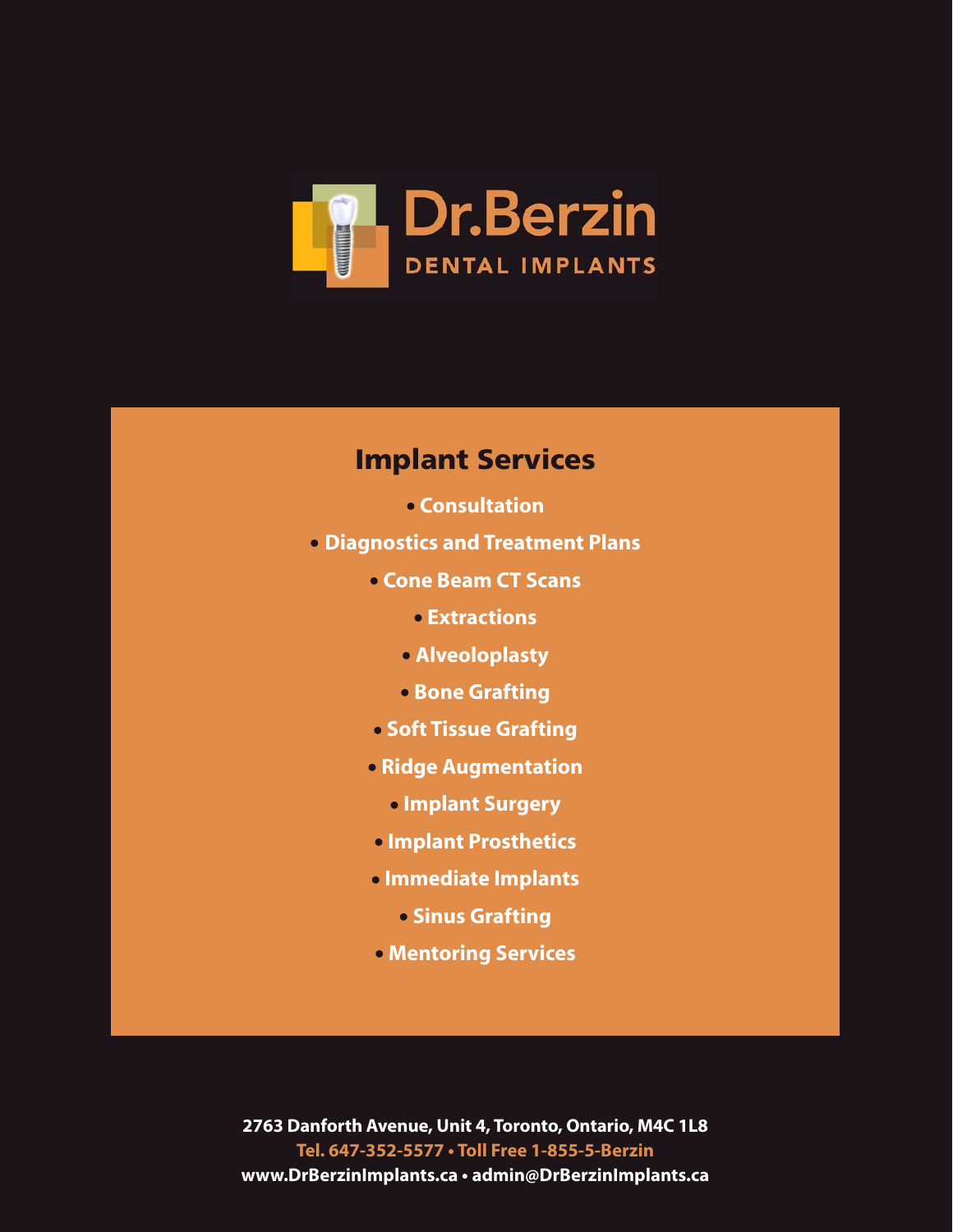# Dr.Berzin

DENTAL IMPLANTS

## Implant Services

- **Consultation**
- **Diagnostics and Treatment Plans**
- **Cone Beam CT Scans**
- **Extractions**
- **Alveoloplasty**
- **Bone Grafting**
- **Soft Tissue Grafting**
- **Ridge Augmentation**
- **Implant Surgery**
- **Implant Prosthetics**
- **Immediate Implants**
- **Sinus Grafting**
- **Mentoring Services**

**2763 Danforth Avenue, Unit 4, Toronto, Ontario, M4C 1L8**

**Tel. 647-352-5577 • Toll Free 1-855-5-Berzin**

**www.DrBerzinImplants.ca • admin@DrBerzinImplants.ca**